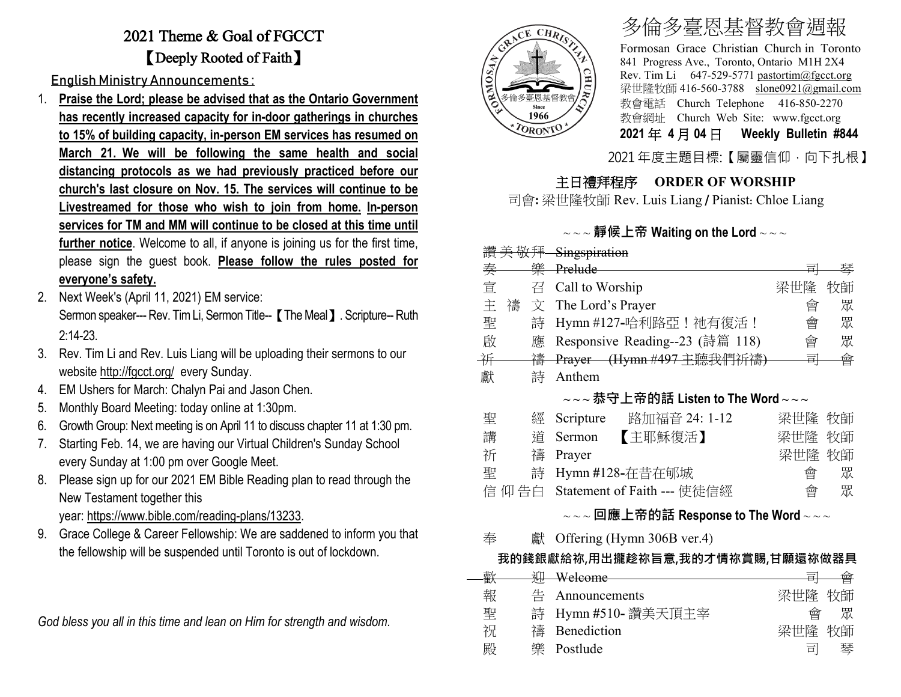# 2021 Theme & Goal of FGCCT

## 【Deeply Rooted of Faith】

English Ministry Announcements :

1. **Praise the Lord; please be advised that as the Ontario Government has recently increased capacity for in-door gatherings in churches to 15% of building capacity, in-person EM services has resumed on March 21. We will be following the same health and social distancing protocols as we had previously practiced before our church's last closure on Nov. 15. The services will continue to be Livestreamed for those who wish to join from home. In-person services for TM and MM will continue to be closed at this time until further notice**. Welcome to all, if anyone is joining us for the first time, please sign the guest book. **Please follow the rules posted for everyone's safety.**
2. Next Week's (April 11, 2021) EM service: Sermon speaker--- Rev. Tim Li, Sermon Title--【The Meal】. Scripture-- Ruth 2:14-23.
3. Rev. Tim Li and Rev. Luis Liang will be uploading their sermons to our website http://fgcct.org/ every Sunday.
4. EM Ushers for March: Chalyn Pai and Jason Chen.
5. Monthly Board Meeting: today online at 1:30pm.
6. Growth Group: Next meeting is on April 11 to discuss chapter 11 at 1:30 pm.
7. Starting Feb. 14, we are having our Virtual Children's Sunday School every Sunday at 1:00 pm over Google Meet.
8. Please sign up for our 2021 EM Bible Reading plan to read through the New Testament together this year: https://www.bible.com/reading-plans/13233.
9. Grace College & Career Fellowship: We are saddened to inform you that the fellowship will be suspended until Toronto is out of lockdown.

*God bless you all in this time and lean on Him for strength and wisdom.*

# 多倫多臺恩基督教會週報

Formosan Grace Christian Church in Toronto
841 Progress Ave., Toronto, Ontario M1H 2X4
Rev. Tim Li 647-529-5771 pastortim@fgcct.org
梁世隆牧師 416-560-3788 slone0921@gmail.com
教會電話 Church Telephone 416-850-2270
教會網址 Church Web Site: www.fgcct.org

**2021 年 4 月 04 日 Weekly Bulletin #844**

2021 年度主題目標:【屬靈信仰，向下扎根】

## 主日禮拜程序 ORDER OF WORSHIP

司會: 梁世隆牧師 Rev. Luis Liang / Pianist: Chloe Liang

### ~~~ 靜候上帝 Waiting on the Lord ~~~

| | | |
|---|---|---|
| ~~讚美敬拜~~ | ~~Singspiration~~ | |
| ~~奏樂~~ | ~~Prelude~~ | ~~司琴~~ |
| 宣召 | Call to Worship | 梁世隆 牧師 |
| 主禱文 | The Lord's Prayer | 會眾 |
| 聖詩 | Hymn #127-哈利路亞！祂有復活！ | 會眾 |
| 啟應 | Responsive Reading--23 (詩篇 118) | 會眾 |
| ~~祈禱~~ | ~~Prayer (Hymn #497 主聽我們祈禱)~~ | ~~司會~~ |
| 獻詩 | Anthem | |

### ~~~ 恭守上帝的話 Listen to The Word ~~~

| | | |
|---|---|---|
| 聖經 | Scripture 路加福音 24: 1-12 | 梁世隆 牧師 |
| 講道 | Sermon 【主耶穌復活】 | 梁世隆 牧師 |
| 祈禱 | Prayer | 梁世隆 牧師 |
| 聖詩 | Hymn #128-在昔在郇城 | 會眾 |
| 信仰告白 | Statement of Faith --- 使徒信經 | 會眾 |

### ~~~ 回應上帝的話 Response to The Word ~~~

奉獻 Offering (Hymn 306B ver.4)

**我的錢銀獻給祢,用出攏趁祢旨意,我的才情祢賞賜,甘願還祢做器具**

| | | |
|---|---|---|
| ~~歡迎~~ | ~~Welcome~~ | ~~司會~~ |
| 報告 | Announcements | 梁世隆 牧師 |
| 聖詩 | Hymn #510- 讚美天頂主宰 | 會眾 |
| 祝禱 | Benediction | 梁世隆 牧師 |
| 殿樂 | Postlude | 司琴 |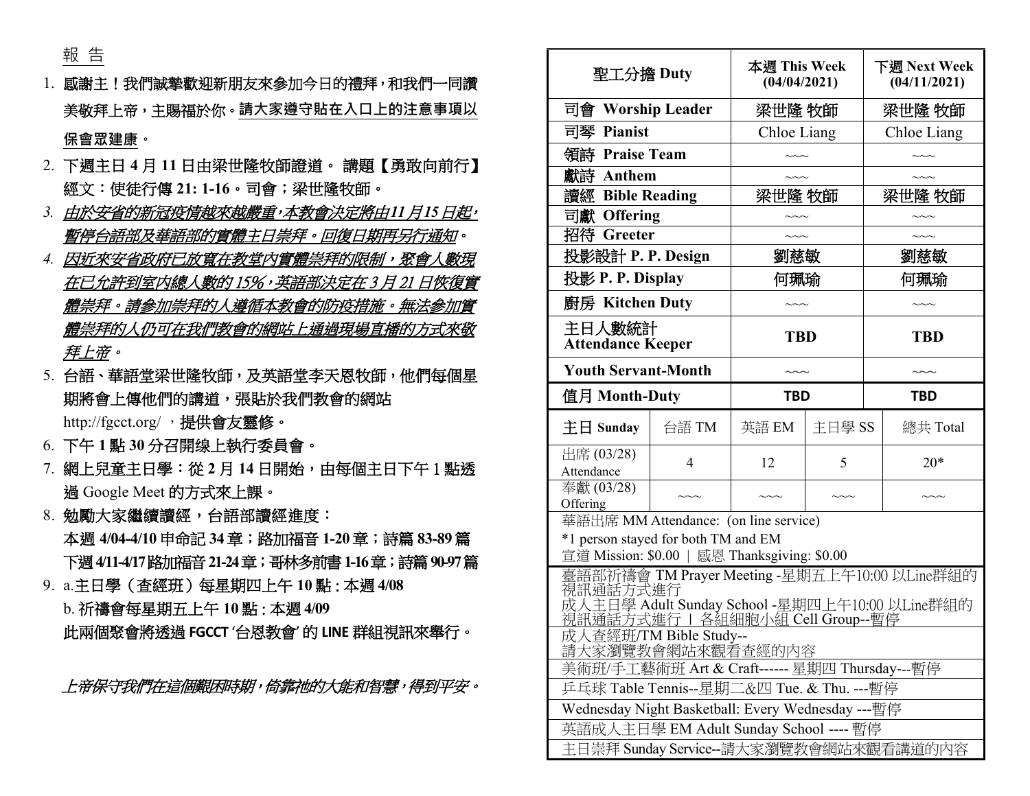## 報 告

1. **感謝主！我們誠摯歡迎新朋友來參加今日的禮拜，和我們一同讚美敬拜上帝，主賜福於你。請大家遵守貼在入口上的注意事項以保會眾建康。**
2. **下週主日 4 月 11 日由梁世隆牧師證道。 講題【勇敢向前行】經文：使徒行傳 21: 1-16。司會；梁世隆牧師。**
3. ***由於安省的新冠疫情越來越嚴重，本教會決定將由11 月15 日起，暫停台語部及華語部的實體主日崇拜。回復日期再另行通知。***
4. ***因近來安省政府已放寬在教堂內實體崇拜的限制，聚會人數現在已允許到室內總人數的 15%，英語部決定在 3 月 21 日恢復實體崇拜。請參加崇拜的人遵循本教會的防疫措施。無法參加實體崇拜的人仍可在我們教會的網站上通過現場直播的方式來敬拜上帝。***
5. **台語、華語堂梁世隆牧師，及英語堂李天恩牧師，他們每個星期將會上傳他們的講道，張貼於我們教會的網站** http://fgcct.org/ ，**提供會友靈修。**
6. **下午 1 點 30 分召開線上執行委員會。**
7. **網上兒童主日學：從 2 月 14 日開始，由每個主日下午** 1 **點透過** Google Meet **的方式來上課。**
8. **勉勵大家繼續讀經，台語部讀經進度：**
   **本週 4/04-4/10 申命記 34 章；路加福音 1-20 章；詩篇 83-89 篇**
   **下週 4/11-4/17 路加福音 21-24 章；哥林多前書 1-16 章；詩篇 90-97 篇**
9. **a.主日學（查經班）每星期四上午 10 點 : 本週 4/08**
   **b. 祈禱會每星期五上午 10 點 : 本週 4/09**
   **此兩個聚會將透過 FGCCT '台恩教會' 的 LINE 群組視訊來舉行。**

***上帝保守我們在這個艱困時期，倚靠祂的大能和智慧，得到平安。***

| 聖工分擔 Duty | 本週 This Week (04/04/2021) | 下週 Next Week (04/11/2021) |
|---|---|---|
| 司會 Worship Leader | 梁世隆 牧師 | 梁世隆 牧師 |
| 司琴 Pianist | Chloe Liang | Chloe Liang |
| 領詩 Praise Team | ~~~ | ~~~ |
| 獻詩 Anthem | ~~~ | ~~~ |
| 讀經 Bible Reading | 梁世隆 牧師 | 梁世隆 牧師 |
| 司獻 Offering | ~~~ | ~~~ |
| 招待 Greeter | ~~~ | ~~~ |
| 投影設計 P. P. Design | 劉慈敏 | 劉慈敏 |
| 投影 P. P. Display | 何珮瑜 | 何珮瑜 |
| 廚房 Kitchen Duty | ~~~ | ~~~ |
| 主日人數統計 Attendance Keeper | TBD | TBD |
| Youth Servant-Month | ~~~ | ~~~ |
| 值月 Month-Duty | TBD | TBD |

| 主日 Sunday | 台語 TM | 英語 EM | 主日學 SS | 總共 Total |
|---|---|---|---|---|
| 出席 (03/28) Attendance | 4 | 12 | 5 | 20* |
| 奉獻 (03/28) Offering | ~~~ | ~~~ | ~~~ | ~~~ |

華語出席 MM Attendance: (on line service)
*1 person stayed for both TM and EM
宣道 Mission: $0.00 | 感恩 Thanksgiving: $0.00

臺語部祈禱會 TM Prayer Meeting -星期五上午10:00 以Line群組的視訊通話方式進行
成人主日學 Adult Sunday School -星期四上午10:00 以Line群組的視訊通話方式進行 | 各組細胞小組 Cell Group--暫停
成人查經班/TM Bible Study--請大家瀏覽教會網站來觀看查經的內容
美術班/手工藝術班 Art & Craft------ 星期四 Thursday---暫停
乒乓球 Table Tennis--星期二&四 Tue. & Thu. ---暫停
Wednesday Night Basketball: Every Wednesday ---暫停
英語成人主日學 EM Adult Sunday School ---- 暫停
主日崇拜 Sunday Service--請大家瀏覽教會網站來觀看講道的內容